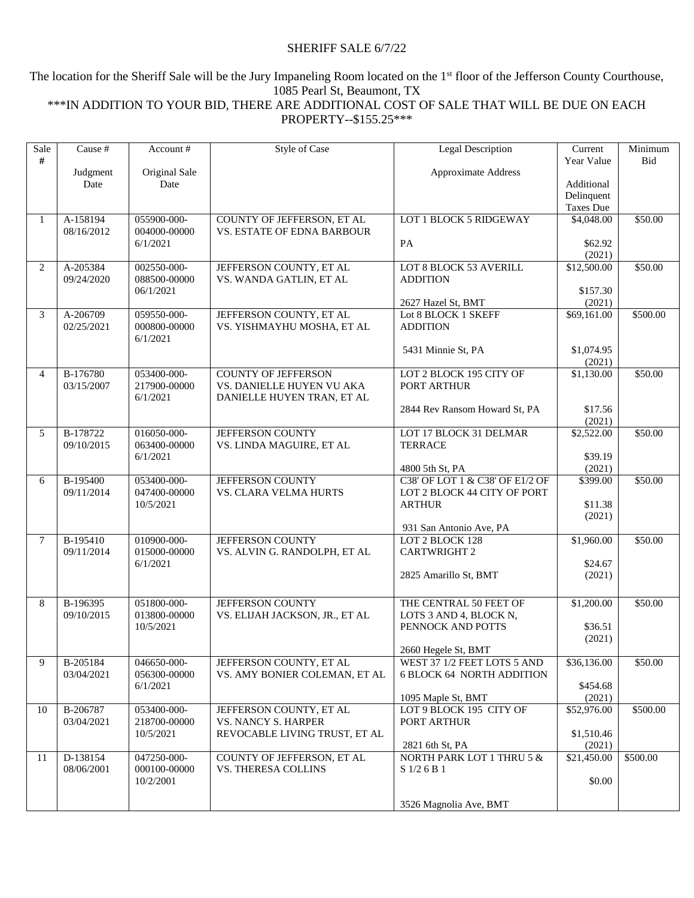SHERIFF SALE 6/7/22

The location for the Sheriff Sale will be the Jury Impaneling Room located on the 1st floor of the Jefferson County Courthouse, 1085 Pearl St, Beaumont, TX

***IN ADDITION TO YOUR BID, THERE ARE ADDITIONAL COST OF SALE THAT WILL BE DUE ON EACH PROPERTY--$155.25***

| Sale # | Cause # Judgment Date | Account # Original Sale Date | Style of Case | Legal Description Approximate Address | Current Year Value Additional Delinquent Taxes Due | Minimum Bid |
|---|---|---|---|---|---|---|
| 1 | A-158194 08/16/2012 | 055900-000-004000-00000 6/1/2021 | COUNTY OF JEFFERSON, ET AL VS. ESTATE OF EDNA BARBOUR | LOT 1 BLOCK 5 RIDGEWAY PA | $4,048.00 $62.92 (2021) | $50.00 |
| 2 | A-205384 09/24/2020 | 002550-000-088500-00000 06/1/2021 | JEFFERSON COUNTY, ET AL VS. WANDA GATLIN, ET AL | LOT 8 BLOCK 53 AVERILL ADDITION 2627 Hazel St, BMT | $12,500.00 $157.30 (2021) | $50.00 |
| 3 | A-206709 02/25/2021 | 059550-000-000800-00000 6/1/2021 | JEFFERSON COUNTY, ET AL VS. YISHMAYHU MOSHA, ET AL | Lot 8 BLOCK 1 SKEFF ADDITION 5431 Minnie St, PA | $69,161.00 $1,074.95 (2021) | $500.00 |
| 4 | B-176780 03/15/2007 | 053400-000-217900-00000 6/1/2021 | COUNTY OF JEFFERSON VS. DANIELLE HUYEN VU AKA DANIELLE HUYEN TRAN, ET AL | LOT 2 BLOCK 195 CITY OF PORT ARTHUR 2844 Rev Ransom Howard St, PA | $1,130.00 $17.56 (2021) | $50.00 |
| 5 | B-178722 09/10/2015 | 016050-000-063400-00000 6/1/2021 | JEFFERSON COUNTY VS. LINDA MAGUIRE, ET AL | LOT 17 BLOCK 31 DELMAR TERRACE 4800 5th St, PA | $2,522.00 $39.19 (2021) | $50.00 |
| 6 | B-195400 09/11/2014 | 053400-000-047400-00000 10/5/2021 | JEFFERSON COUNTY VS. CLARA VELMA HURTS | C38' OF LOT 1 & C38' OF E1/2 OF LOT 2 BLOCK 44 CITY OF PORT ARTHUR 931 San Antonio Ave, PA | $399.00 $11.38 (2021) | $50.00 |
| 7 | B-195410 09/11/2014 | 010900-000-015000-00000 6/1/2021 | JEFFERSON COUNTY VS. ALVIN G. RANDOLPH, ET AL | LOT 2 BLOCK 128 CARTWRIGHT 2 2825 Amarillo St, BMT | $1,960.00 $24.67 (2021) | $50.00 |
| 8 | B-196395 09/10/2015 | 051800-000-013800-00000 10/5/2021 | JEFFERSON COUNTY VS. ELIJAH JACKSON, JR., ET AL | THE CENTRAL 50 FEET OF LOTS 3 AND 4, BLOCK N, PENNOCK AND POTTS 2660 Hegele St, BMT | $1,200.00 $36.51 (2021) | $50.00 |
| 9 | B-205184 03/04/2021 | 046650-000-056300-00000 6/1/2021 | JEFFERSON COUNTY, ET AL VS. AMY BONIER COLEMAN, ET AL | WEST 37 1/2 FEET LOTS 5 AND 6 BLOCK 64 NORTH ADDITION 1095 Maple St, BMT | $36,136.00 $454.68 (2021) | $50.00 |
| 10 | B-206787 03/04/2021 | 053400-000-218700-00000 10/5/2021 | JEFFERSON COUNTY, ET AL VS. NANCY S. HARPER REVOCABLE LIVING TRUST, ET AL | LOT 9 BLOCK 195 CITY OF PORT ARTHUR 2821 6th St, PA | $52,976.00 $1,510.46 (2021) | $500.00 |
| 11 | D-138154 08/06/2001 | 047250-000-000100-00000 10/2/2001 | COUNTY OF JEFFERSON, ET AL VS. THERESA COLLINS | NORTH PARK LOT 1 THRU 5 & S 1/2 6 B 1 3526 Magnolia Ave, BMT | $21,450.00 $0.00 | $500.00 |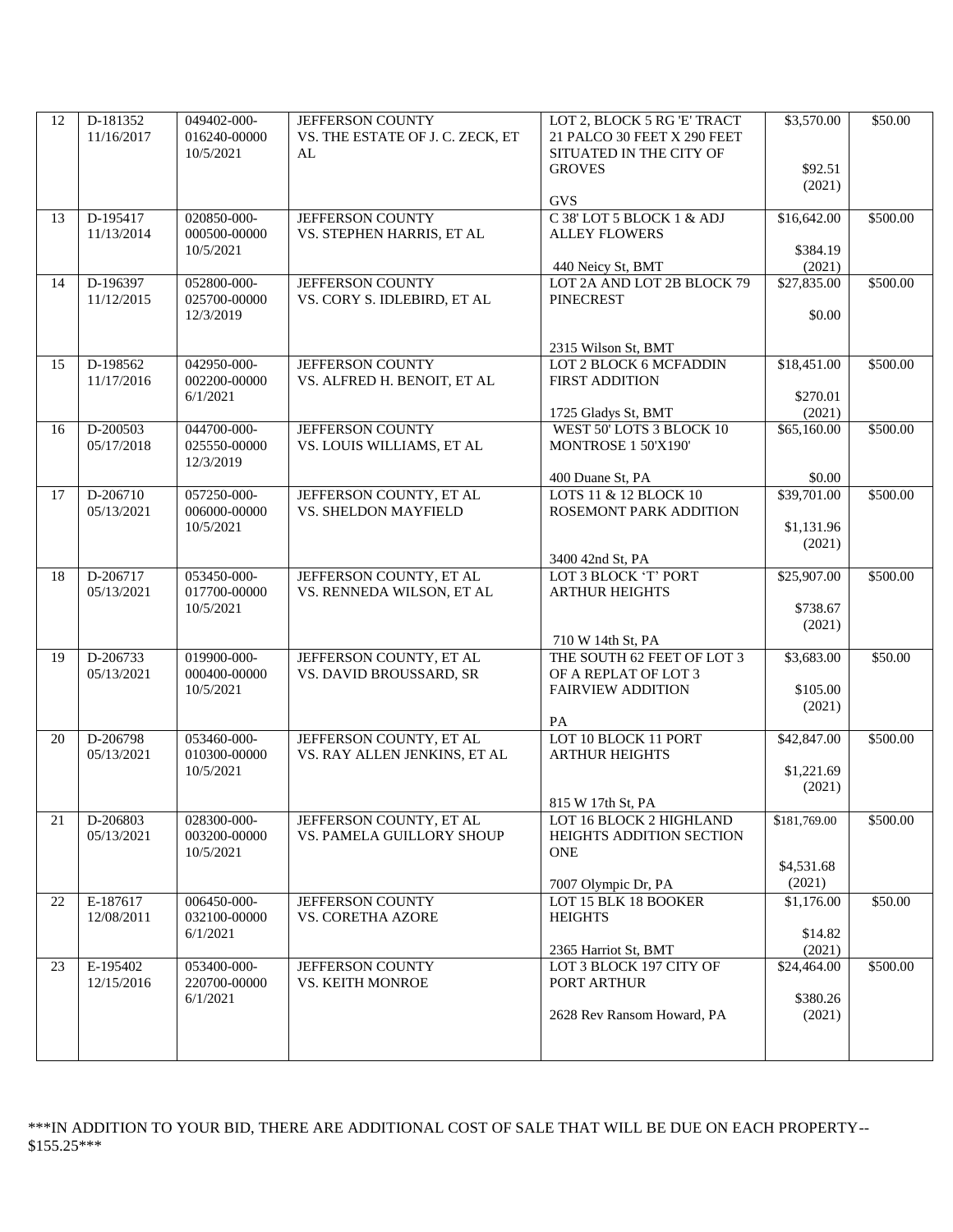| | | | | | | |
|---|---|---|---|---|---|---|
| 12 | D-181352<br>11/16/2017 | 049402-000-016240-00000<br>10/5/2021 | JEFFERSON COUNTY VS. THE ESTATE OF J. C. ZECK, ET AL | LOT 2, BLOCK 5 RG 'E' TRACT 21 PALCO 30 FEET X 290 FEET SITUATED IN THE CITY OF GROVES<br><br>GVS | $3,570.00<br><br>$92.51<br>(2021) | $50.00 |
| 13 | D-195417<br>11/13/2014 | 020850-000-000500-00000<br>10/5/2021 | JEFFERSON COUNTY VS. STEPHEN HARRIS, ET AL | C 38' LOT 5 BLOCK 1 & ADJ ALLEY FLOWERS<br><br>440 Neicy St, BMT | $16,642.00<br><br>$384.19<br>(2021) | $500.00 |
| 14 | D-196397<br>11/12/2015 | 052800-000-025700-00000<br>12/3/2019 | JEFFERSON COUNTY VS. CORY S. IDLEBIRD, ET AL | LOT 2A AND LOT 2B BLOCK 79 PINECREST<br><br>2315 Wilson St, BMT | $27,835.00<br><br>$0.00 | $500.00 |
| 15 | D-198562<br>11/17/2016 | 042950-000-002200-00000<br>6/1/2021 | JEFFERSON COUNTY VS. ALFRED H. BENOIT, ET AL | LOT 2 BLOCK 6 MCFADDIN FIRST ADDITION<br><br>1725 Gladys St, BMT | $18,451.00<br><br>$270.01<br>(2021) | $500.00 |
| 16 | D-200503<br>05/17/2018 | 044700-000-025550-00000<br>12/3/2019 | JEFFERSON COUNTY VS. LOUIS WILLIAMS, ET AL | WEST 50' LOTS 3 BLOCK 10 MONTROSE 1 50'X190'<br><br>400 Duane St, PA | $65,160.00<br><br>$0.00 | $500.00 |
| 17 | D-206710<br>05/13/2021 | 057250-000-006000-00000<br>10/5/2021 | JEFFERSON COUNTY, ET AL VS. SHELDON MAYFIELD | LOTS 11 & 12 BLOCK 10 ROSEMONT PARK ADDITION<br><br>3400 42nd St, PA | $39,701.00<br><br>$1,131.96<br>(2021) | $500.00 |
| 18 | D-206717<br>05/13/2021 | 053450-000-017700-00000<br>10/5/2021 | JEFFERSON COUNTY, ET AL VS. RENNEDA WILSON, ET AL | LOT 3 BLOCK 'T' PORT ARTHUR HEIGHTS<br><br>710 W 14th St, PA | $25,907.00<br><br>$738.67<br>(2021) | $500.00 |
| 19 | D-206733<br>05/13/2021 | 019900-000-000400-00000<br>10/5/2021 | JEFFERSON COUNTY, ET AL VS. DAVID BROUSSARD, SR | THE SOUTH 62 FEET OF LOT 3 OF A REPLAT OF LOT 3 FAIRVIEW ADDITION<br><br>PA | $3,683.00<br><br>$105.00<br>(2021) | $50.00 |
| 20 | D-206798<br>05/13/2021 | 053460-000-010300-00000<br>10/5/2021 | JEFFERSON COUNTY, ET AL VS. RAY ALLEN JENKINS, ET AL | LOT 10 BLOCK 11 PORT ARTHUR HEIGHTS<br><br>815 W 17th St, PA | $42,847.00<br><br>$1,221.69<br>(2021) | $500.00 |
| 21 | D-206803<br>05/13/2021 | 028300-000-003200-00000<br>10/5/2021 | JEFFERSON COUNTY, ET AL VS. PAMELA GUILLORY SHOUP | LOT 16 BLOCK 2 HIGHLAND HEIGHTS ADDITION SECTION ONE<br><br>7007 Olympic Dr, PA | $181,769.00<br><br>$4,531.68<br>(2021) | $500.00 |
| 22 | E-187617<br>12/08/2011 | 006450-000-032100-00000<br>6/1/2021 | JEFFERSON COUNTY VS. CORETHA AZORE | LOT 15 BLK 18 BOOKER HEIGHTS<br><br>2365 Harriot St, BMT | $1,176.00<br><br>$14.82<br>(2021) | $50.00 |
| 23 | E-195402<br>12/15/2016 | 053400-000-220700-00000<br>6/1/2021 | JEFFERSON COUNTY VS. KEITH MONROE | LOT 3 BLOCK 197 CITY OF PORT ARTHUR<br><br>2628 Rev Ransom Howard, PA | $24,464.00<br><br>$380.26<br>(2021) | $500.00 |

***IN ADDITION TO YOUR BID, THERE ARE ADDITIONAL COST OF SALE THAT WILL BE DUE ON EACH PROPERTY--$155.25***